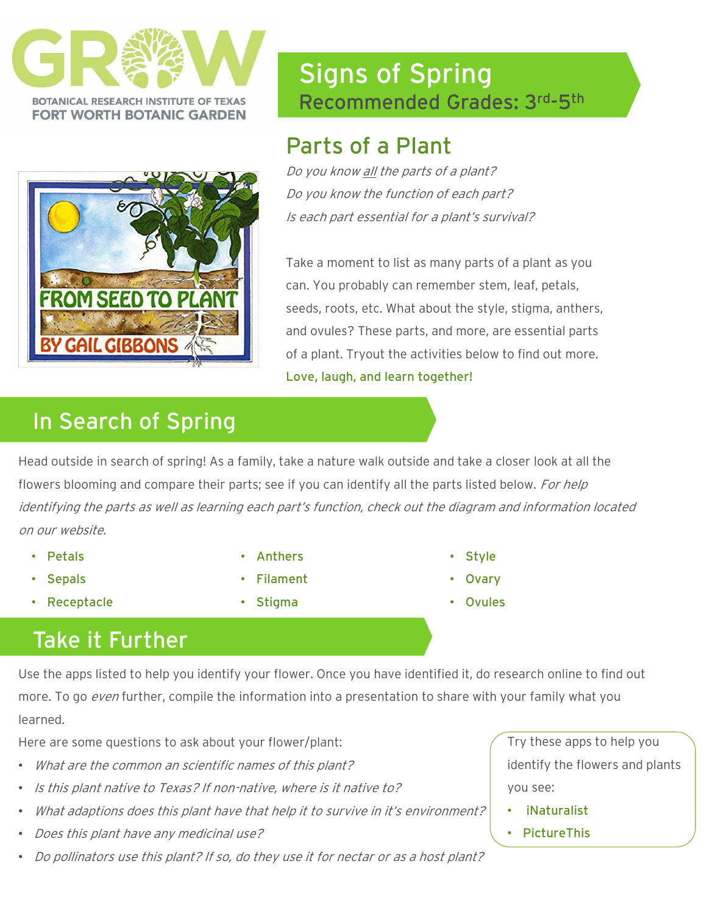GROW
BOTANICAL RESEARCH INSTITUTE OF TEXAS
FORT WORTH BOTANIC GARDEN

# Signs of Spring

Recommended Grades: 3rd-5th

## Parts of a Plant

*Do you know all the parts of a plant?*
*Do you know the function of each part?*
*Is each part essential for a plant's survival?*

Take a moment to list as many parts of a plant as you can. You probably can remember stem, leaf, petals, seeds, roots, etc. What about the style, stigma, anthers, and ovules? These parts, and more, are essential parts of a plant. Tryout the activities below to find out more.

**Love, laugh, and learn together!**

## In Search of Spring

Head outside in search of spring! As a family, take a nature walk outside and take a closer look at all the flowers blooming and compare their parts; see if you can identify all the parts listed below. *For help identifying the parts as well as learning each part's function, check out the diagram and information located on our website.*

- Petals
- Sepals
- Receptacle
- Anthers
- Filament
- Stigma
- Style
- Ovary
- Ovules

## Take it Further

Use the apps listed to help you identify your flower. Once you have identified it, do research online to find out more. To go *even* further, compile the information into a presentation to share with your family what you learned.

Here are some questions to ask about your flower/plant:

- *What are the common an scientific names of this plant?*
- *Is this plant native to Texas? If non-native, where is it native to?*
- *What adaptions does this plant have that help it to survive in it's environment?*
- *Does this plant have any medicinal use?*
- *Do pollinators use this plant? If so, do they use it for nectar or as a host plant?*

Try these apps to help you identify the flowers and plants you see:

- iNaturalist
- PictureThis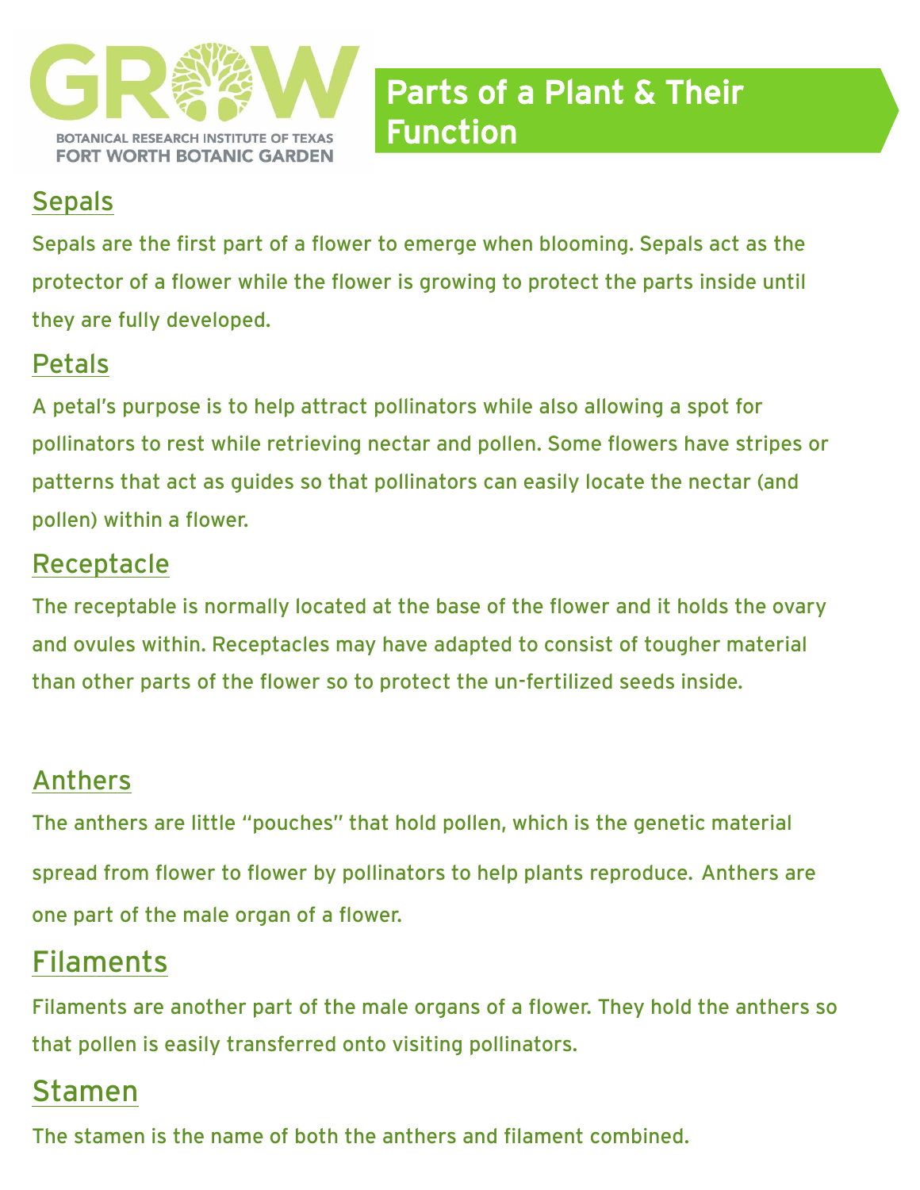# Parts of a Plant & Their Function

## Sepals

Sepals are the first part of a flower to emerge when blooming. Sepals act as the protector of a flower while the flower is growing to protect the parts inside until they are fully developed.

## Petals

A petal's purpose is to help attract pollinators while also allowing a spot for pollinators to rest while retrieving nectar and pollen. Some flowers have stripes or patterns that act as guides so that pollinators can easily locate the nectar (and pollen) within a flower.

## Receptacle

The receptable is normally located at the base of the flower and it holds the ovary and ovules within. Receptacles may have adapted to consist of tougher material than other parts of the flower so to protect the un-fertilized seeds inside.

## Anthers

The anthers are little "pouches" that hold pollen, which is the genetic material spread from flower to flower by pollinators to help plants reproduce. Anthers are one part of the male organ of a flower.

## Filaments

Filaments are another part of the male organs of a flower. They hold the anthers so that pollen is easily transferred onto visiting pollinators.

## Stamen

The stamen is the name of both the anthers and filament combined.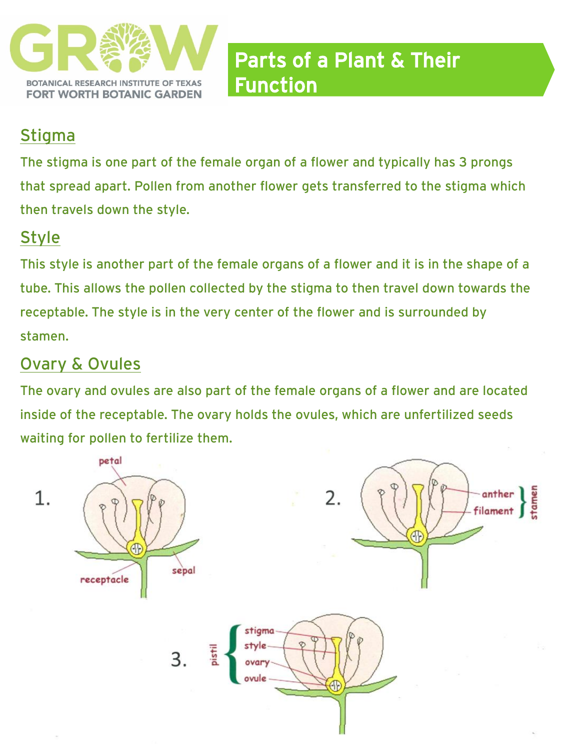# Parts of a Plant & Their Function

## Stigma

The stigma is one part of the female organ of a flower and typically has 3 prongs that spread apart. Pollen from another flower gets transferred to the stigma which then travels down the style.

## Style

This style is another part of the female organs of a flower and it is in the shape of a tube. This allows the pollen collected by the stigma to then travel down towards the receptable. The style is in the very center of the flower and is surrounded by stamen.

## Ovary & Ovules

The ovary and ovules are also part of the female organs of a flower and are located inside of the receptable. The ovary holds the ovules, which are unfertilized seeds waiting for pollen to fertilize them.

1. petal, receptacle, sepal

2. anther, filament, stamen

3. pistil: stigma, style, ovary, ovule